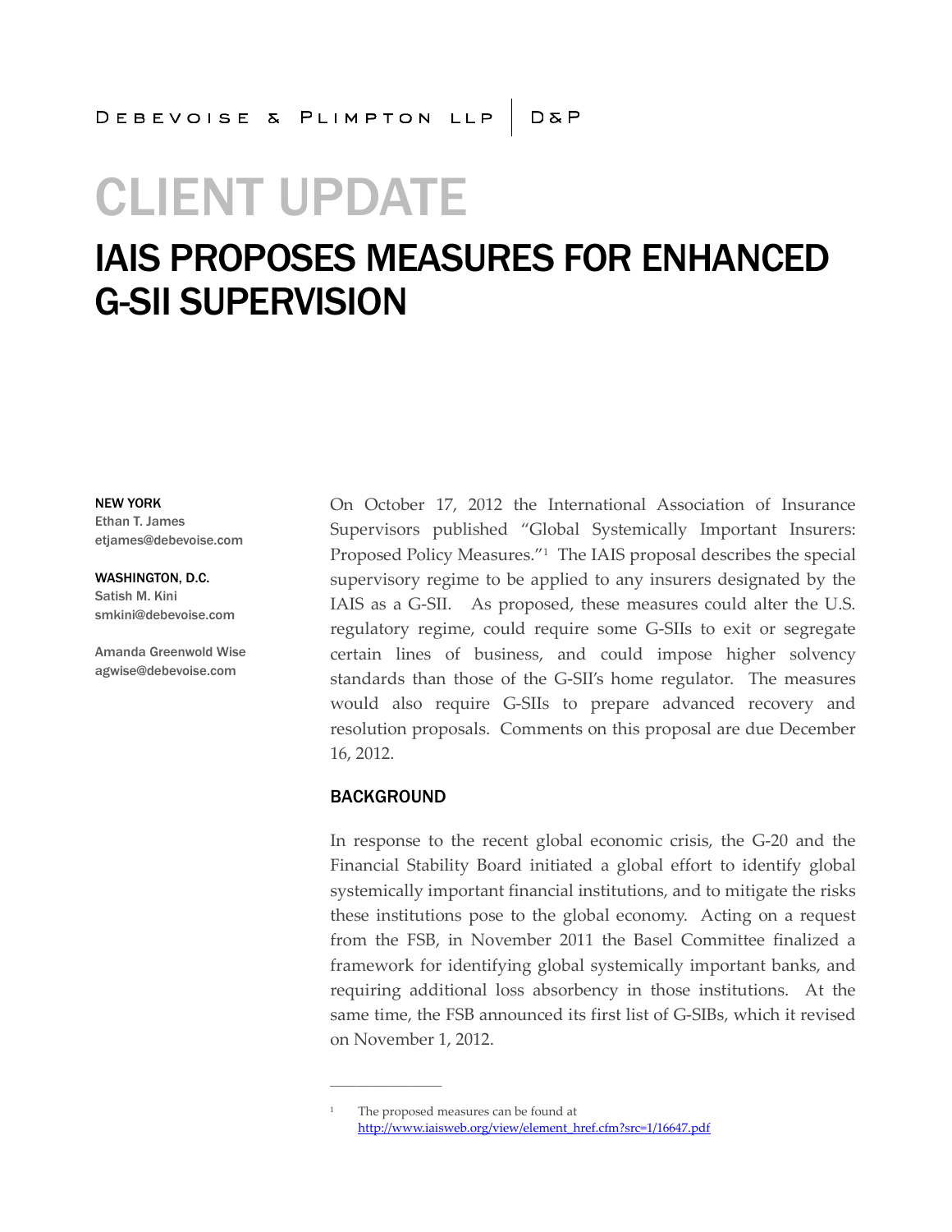DEBEVOISE & PLIMPTON LLP | D&P

# CLIENT UPDATE

## IAIS PROPOSES MEASURES FOR ENHANCED G-SII SUPERVISION

**NEW YORK**
Ethan T. James
etjames@debevoise.com

**WASHINGTON, D.C.**
Satish M. Kini
smkini@debevoise.com

Amanda Greenwold Wise
agwise@debevoise.com

On October 17, 2012 the International Association of Insurance Supervisors published "Global Systemically Important Insurers: Proposed Policy Measures."[1] The IAIS proposal describes the special supervisory regime to be applied to any insurers designated by the IAIS as a G-SII. As proposed, these measures could alter the U.S. regulatory regime, could require some G-SIIs to exit or segregate certain lines of business, and could impose higher solvency standards than those of the G-SII's home regulator. The measures would also require G-SIIs to prepare advanced recovery and resolution proposals. Comments on this proposal are due December 16, 2012.

### BACKGROUND

In response to the recent global economic crisis, the G-20 and the Financial Stability Board initiated a global effort to identify global systemically important financial institutions, and to mitigate the risks these institutions pose to the global economy. Acting on a request from the FSB, in November 2011 the Basel Committee finalized a framework for identifying global systemically important banks, and requiring additional loss absorbency in those institutions. At the same time, the FSB announced its first list of G-SIBs, which it revised on November 1, 2012.

---

[1] The proposed measures can be found at http://www.iaisweb.org/view/element_href.cfm?src=1/16647.pdf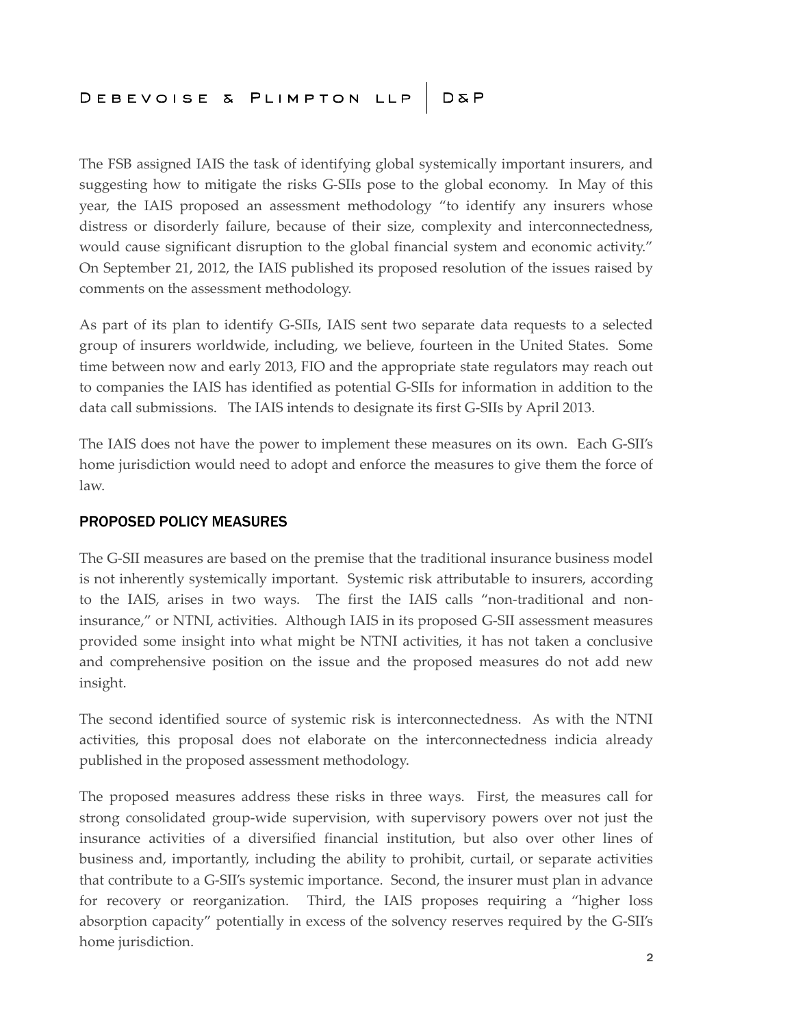The FSB assigned IAIS the task of identifying global systemically important insurers, and suggesting how to mitigate the risks G-SIIs pose to the global economy. In May of this year, the IAIS proposed an assessment methodology "to identify any insurers whose distress or disorderly failure, because of their size, complexity and interconnectedness, would cause significant disruption to the global financial system and economic activity." On September 21, 2012, the IAIS published its proposed resolution of the issues raised by comments on the assessment methodology.

As part of its plan to identify G-SIIs, IAIS sent two separate data requests to a selected group of insurers worldwide, including, we believe, fourteen in the United States. Some time between now and early 2013, FIO and the appropriate state regulators may reach out to companies the IAIS has identified as potential G-SIIs for information in addition to the data call submissions. The IAIS intends to designate its first G-SIIs by April 2013.

The IAIS does not have the power to implement these measures on its own. Each G-SII's home jurisdiction would need to adopt and enforce the measures to give them the force of law.

## PROPOSED POLICY MEASURES

The G-SII measures are based on the premise that the traditional insurance business model is not inherently systemically important. Systemic risk attributable to insurers, according to the IAIS, arises in two ways. The first the IAIS calls "non-traditional and non-insurance," or NTNI, activities. Although IAIS in its proposed G-SII assessment measures provided some insight into what might be NTNI activities, it has not taken a conclusive and comprehensive position on the issue and the proposed measures do not add new insight.

The second identified source of systemic risk is interconnectedness. As with the NTNI activities, this proposal does not elaborate on the interconnectedness indicia already published in the proposed assessment methodology.

The proposed measures address these risks in three ways. First, the measures call for strong consolidated group-wide supervision, with supervisory powers over not just the insurance activities of a diversified financial institution, but also over other lines of business and, importantly, including the ability to prohibit, curtail, or separate activities that contribute to a G-SII's systemic importance. Second, the insurer must plan in advance for recovery or reorganization. Third, the IAIS proposes requiring a "higher loss absorption capacity" potentially in excess of the solvency reserves required by the G-SII's home jurisdiction.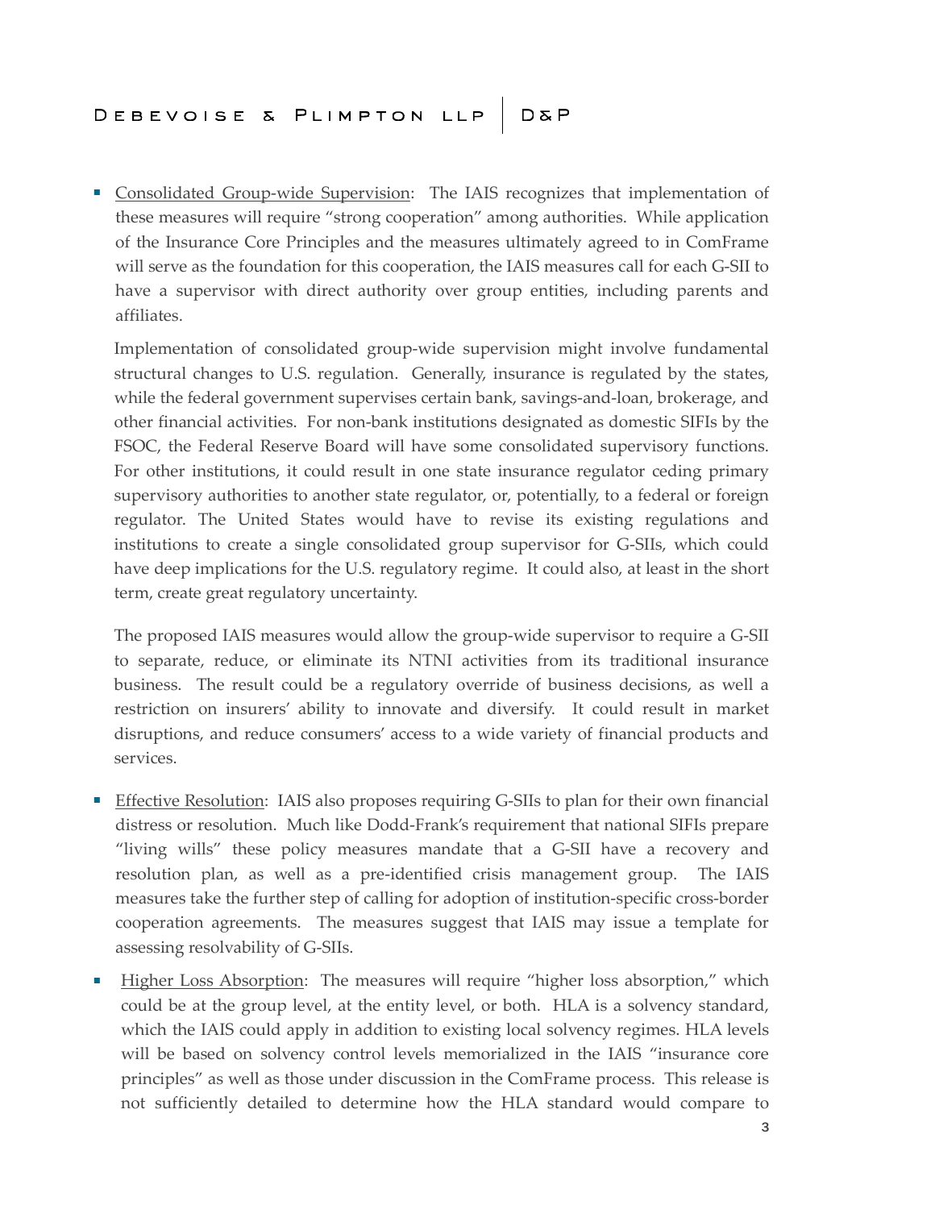- Consolidated Group-wide Supervision: The IAIS recognizes that implementation of these measures will require "strong cooperation" among authorities. While application of the Insurance Core Principles and the measures ultimately agreed to in ComFrame will serve as the foundation for this cooperation, the IAIS measures call for each G-SII to have a supervisor with direct authority over group entities, including parents and affiliates.

  Implementation of consolidated group-wide supervision might involve fundamental structural changes to U.S. regulation. Generally, insurance is regulated by the states, while the federal government supervises certain bank, savings-and-loan, brokerage, and other financial activities. For non-bank institutions designated as domestic SIFIs by the FSOC, the Federal Reserve Board will have some consolidated supervisory functions. For other institutions, it could result in one state insurance regulator ceding primary supervisory authorities to another state regulator, or, potentially, to a federal or foreign regulator. The United States would have to revise its existing regulations and institutions to create a single consolidated group supervisor for G-SIIs, which could have deep implications for the U.S. regulatory regime. It could also, at least in the short term, create great regulatory uncertainty.

  The proposed IAIS measures would allow the group-wide supervisor to require a G-SII to separate, reduce, or eliminate its NTNI activities from its traditional insurance business. The result could be a regulatory override of business decisions, as well a restriction on insurers' ability to innovate and diversify. It could result in market disruptions, and reduce consumers' access to a wide variety of financial products and services.

- Effective Resolution: IAIS also proposes requiring G-SIIs to plan for their own financial distress or resolution. Much like Dodd-Frank's requirement that national SIFIs prepare "living wills" these policy measures mandate that a G-SII have a recovery and resolution plan, as well as a pre-identified crisis management group. The IAIS measures take the further step of calling for adoption of institution-specific cross-border cooperation agreements. The measures suggest that IAIS may issue a template for assessing resolvability of G-SIIs.

- Higher Loss Absorption: The measures will require "higher loss absorption," which could be at the group level, at the entity level, or both. HLA is a solvency standard, which the IAIS could apply in addition to existing local solvency regimes. HLA levels will be based on solvency control levels memorialized in the IAIS "insurance core principles" as well as those under discussion in the ComFrame process. This release is not sufficiently detailed to determine how the HLA standard would compare to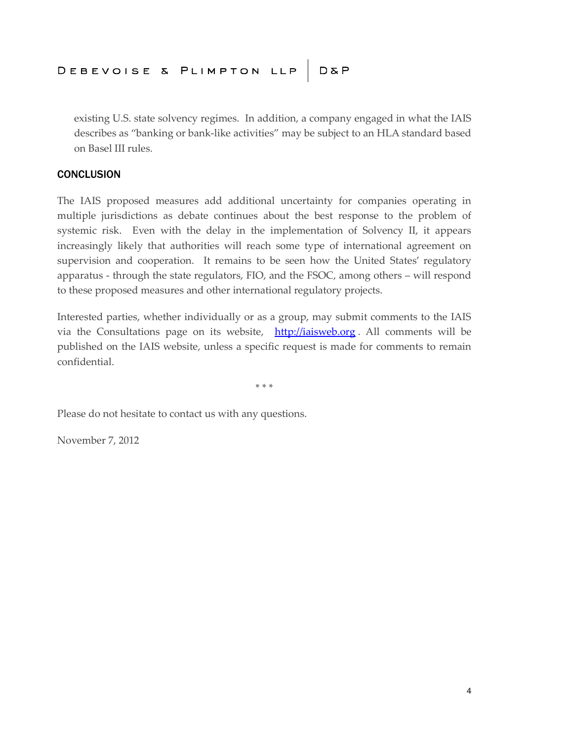existing U.S. state solvency regimes. In addition, a company engaged in what the IAIS describes as "banking or bank-like activities" may be subject to an HLA standard based on Basel III rules.

## CONCLUSION

The IAIS proposed measures add additional uncertainty for companies operating in multiple jurisdictions as debate continues about the best response to the problem of systemic risk. Even with the delay in the implementation of Solvency II, it appears increasingly likely that authorities will reach some type of international agreement on supervision and cooperation. It remains to be seen how the United States' regulatory apparatus - through the state regulators, FIO, and the FSOC, among others – will respond to these proposed measures and other international regulatory projects.

Interested parties, whether individually or as a group, may submit comments to the IAIS via the Consultations page on its website, [http://iaisweb.org](http://iaisweb.org). All comments will be published on the IAIS website, unless a specific request is made for comments to remain confidential.

\* \* \*

Please do not hesitate to contact us with any questions.

November 7, 2012